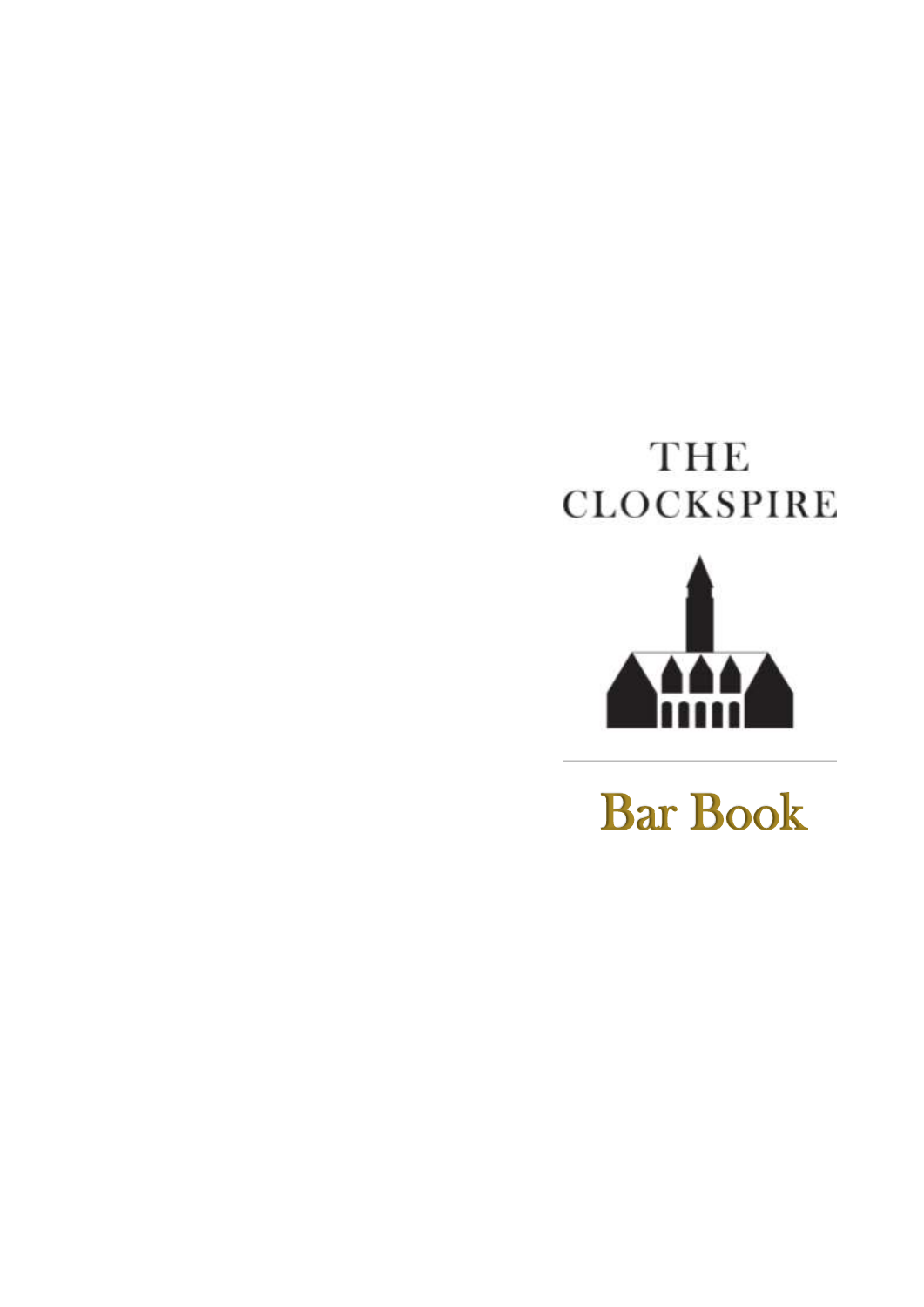# THE CLOCKSPIRE

## Bar Book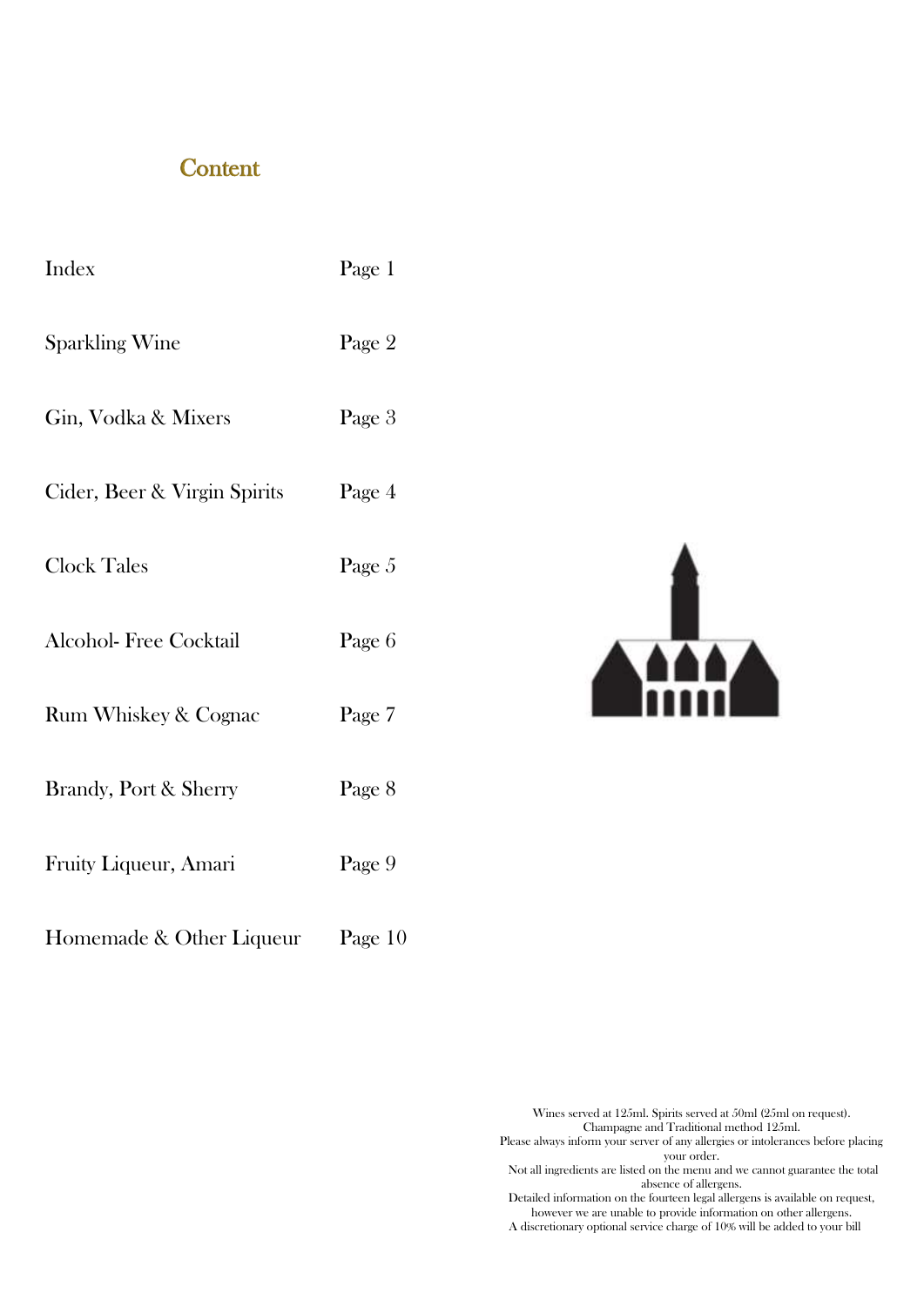## Content

| | |
|---|---|
| Index | Page 1 |
| Sparkling Wine | Page 2 |
| Gin, Vodka & Mixers | Page 3 |
| Cider, Beer & Virgin Spirits | Page 4 |
| Clock Tales | Page 5 |
| Alcohol- Free Cocktail | Page 6 |
| Rum Whiskey & Cognac | Page 7 |
| Brandy, Port & Sherry | Page 8 |
| Fruity Liqueur, Amari | Page 9 |
| Homemade & Other Liqueur | Page 10 |

Wines served at 125ml. Spirits served at 50ml (25ml on request).
Champagne and Traditional method 125ml.
Please always inform your server of any allergies or intolerances before placing your order.
Not all ingredients are listed on the menu and we cannot guarantee the total absence of allergens.
Detailed information on the fourteen legal allergens is available on request, however we are unable to provide information on other allergens.
A discretionary optional service charge of 10% will be added to your bill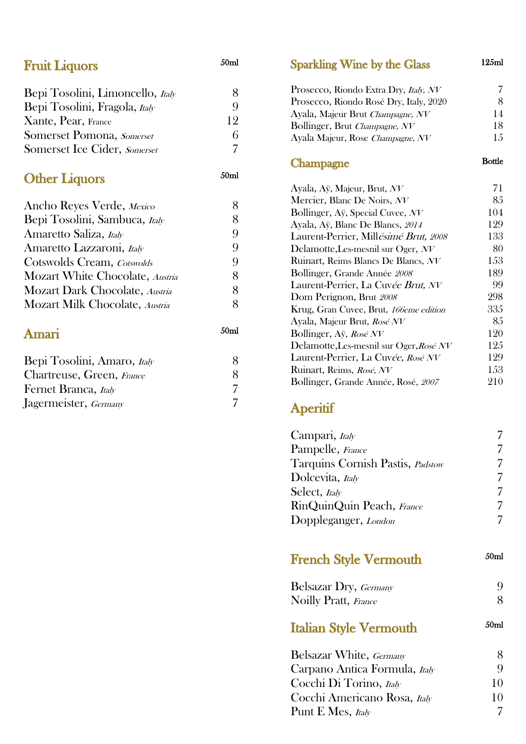## Fruit Liquors

| | 50ml |
|---|---|
| Bepi Tosolini, Limoncello, *Italy* | 8 |
| Bepi Tosolini, Fragola, *Italy* | 9 |
| Xante, Pear, France | 12 |
| Somerset Pomona, *Somerset* | 6 |
| Somerset Ice Cider, *Somerset* | 7 |

## Other Liquors

| | 50ml |
|---|---|
| Ancho Reyes Verde, *Mexico* | 8 |
| Bepi Tosolini, Sambuca, *Italy* | 8 |
| Amaretto Saliza, *Italy* | 9 |
| Amaretto Lazzaroni, *Italy* | 9 |
| Cotswolds Cream, *Cotswolds* | 9 |
| Mozart White Chocolate, *Austria* | 8 |
| Mozart Dark Chocolate, *Austria* | 8 |
| Mozart Milk Chocolate, *Austria* | 8 |

## Amari

| | 50ml |
|---|---|
| Bepi Tosolini, Amaro, *Italy* | 8 |
| Chartreuse, Green, *France* | 8 |
| Fernet Branca, *Italy* | 7 |
| Jagermeister, *Germany* | 7 |

## Sparkling Wine by the Glass

| | 125ml |
|---|---|
| Prosecco, Riondo Extra Dry, *Italy, NV* | 7 |
| Prosecco, Riondo Rosé Dry, Italy, 2020 | 8 |
| Ayala, Majeur Brut *Champagne, NV* | 14 |
| Bollinger, Brut *Champagne, NV* | 18 |
| Ayala Majeur, Rose *Champagne, NV* | 15 |

## Champagne

| | Bottle |
|---|---|
| Ayala, Aÿ, Majeur, Brut, *NV* | 71 |
| Mercier, Blanc De Noirs, *NV* | 85 |
| Bollinger, Aÿ, Special Cuvee, *NV* | 104 |
| Ayala, Aÿ, Blanc De Blancs, *2014* | 129 |
| Laurent-Perrier, Mill*ésimé Brut, 2008* | 133 |
| Delamotte,Les-mesnil sur Oger, *NV* | 80 |
| Ruinart, Reims Blancs De Blancs, *NV* | 153 |
| Bollinger, Grande Année *2008* | 189 |
| Laurent-Perrier, La Cuv*ée Brut, NV* | 99 |
| Dom Perignon, Brut *2008* | 298 |
| Krug, Gran Cuvee, Brut, *166eme edition* | 335 |
| Ayala, Majeur Brut, *Rosé NV* | 85 |
| Bollinger, Aÿ, *Rosé NV* | 120 |
| Delamotte,Les-mesnil sur Oger,*Rosé NV* | 125 |
| Laurent-Perrier, La Cuv*ée, Rosé NV* | 129 |
| Ruinart, Reims, *Rosé, NV* | 153 |
| Bollinger, Grande Année, Rosé, *2007* | 210 |

## Aperitif

| | |
|---|---|
| Campari, *Italy* | 7 |
| Pampelle, *France* | 7 |
| Tarquins Cornish Pastis, *Padstow* | 7 |
| Dolcevita, *Italy* | 7 |
| Select, *Italy* | 7 |
| RinQuinQuin Peach, *France* | 7 |
| Doppleganger, *London* | 7 |

## French Style Vermouth

| | 50ml |
|---|---|
| Belsazar Dry, *Germany* | 9 |
| Noilly Pratt, *France* | 8 |

## Italian Style Vermouth

| | 50ml |
|---|---|
| Belsazar White, *Germany* | 8 |
| Carpano Antica Formula, *Italy* | 9 |
| Cocchi Di Torino, *Italy* | 10 |
| Cocchi Americano Rosa, *Italy* | 10 |
| Punt E Mes, *Italy* | 7 |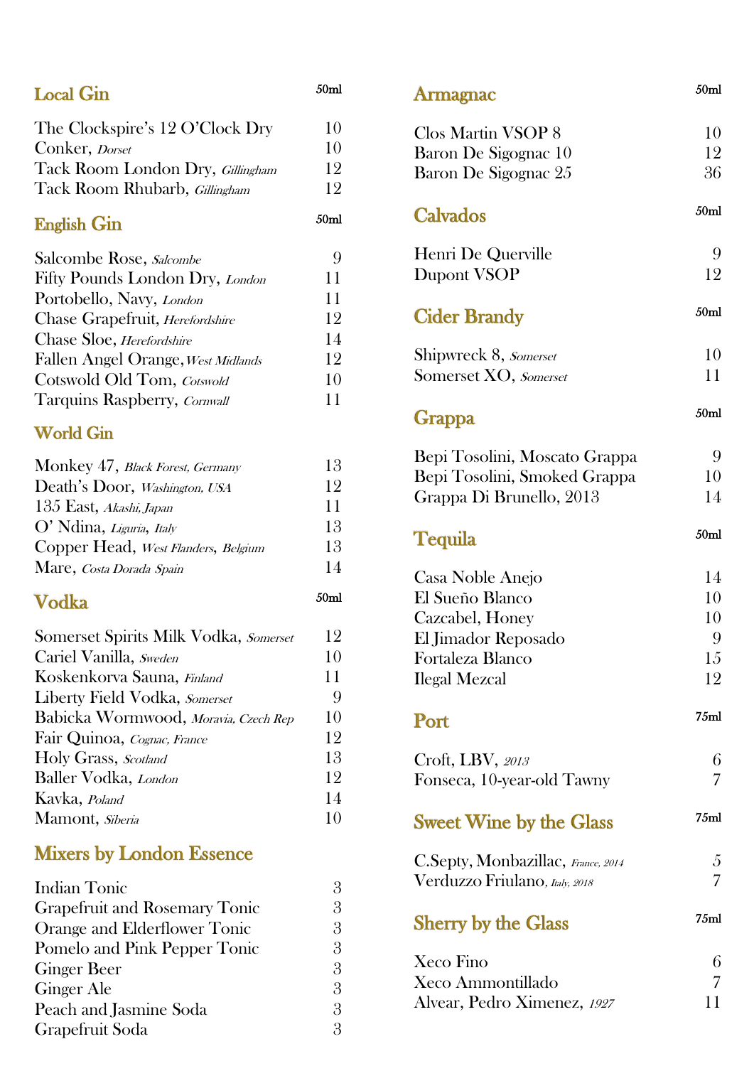## Local Gin

| | 50ml |
|---|---|
| The Clockspire's 12 O'Clock Dry | 10 |
| Conker, *Dorset* | 10 |
| Tack Room London Dry, *Gillingham* | 12 |
| Tack Room Rhubarb, *Gillingham* | 12 |

## English Gin

| | 50ml |
|---|---|
| Salcombe Rose, *Salcombe* | 9 |
| Fifty Pounds London Dry, *London* | 11 |
| Portobello, Navy, *London* | 11 |
| Chase Grapefruit, *Herefordshire* | 12 |
| Chase Sloe, *Herefordshire* | 14 |
| Fallen Angel Orange, *West Midlands* | 12 |
| Cotswold Old Tom, *Cotswold* | 10 |
| Tarquins Raspberry, *Cornwall* | 11 |

## World Gin

| | |
|---|---|
| Monkey 47, *Black Forest, Germany* | 13 |
| Death's Door, *Washington, USA* | 12 |
| 135 East, *Akashi, Japan* | 11 |
| O' Ndina, *Liguria, Italy* | 13 |
| Copper Head, *West Flanders, Belgium* | 13 |
| Mare, *Costa Dorada Spain* | 14 |

## Vodka

| | 50ml |
|---|---|
| Somerset Spirits Milk Vodka, *Somerset* | 12 |
| Cariel Vanilla, *Sweden* | 10 |
| Koskenkorva Sauna, *Finland* | 11 |
| Liberty Field Vodka, *Somerset* | 9 |
| Babicka Wormwood, *Moravia, Czech Rep* | 10 |
| Fair Quinoa, *Cognac, France* | 12 |
| Holy Grass, *Scotland* | 13 |
| Baller Vodka, *London* | 12 |
| Kavka, *Poland* | 14 |
| Mamont, *Siberia* | 10 |

## Mixers by London Essence

| | |
|---|---|
| Indian Tonic | 3 |
| Grapefruit and Rosemary Tonic | 3 |
| Orange and Elderflower Tonic | 3 |
| Pomelo and Pink Pepper Tonic | 3 |
| Ginger Beer | 3 |
| Ginger Ale | 3 |
| Peach and Jasmine Soda | 3 |
| Grapefruit Soda | 3 |

## Armagnac

| | 50ml |
|---|---|
| Clos Martin VSOP 8 | 10 |
| Baron De Sigognac 10 | 12 |
| Baron De Sigognac 25 | 36 |

## Calvados

| | 50ml |
|---|---|
| Henri De Querville | 9 |
| Dupont VSOP | 12 |

## Cider Brandy

| | 50ml |
|---|---|
| Shipwreck 8, *Somerset* | 10 |
| Somerset XO, *Somerset* | 11 |

## Grappa

| | 50ml |
|---|---|
| Bepi Tosolini, Moscato Grappa | 9 |
| Bepi Tosolini, Smoked Grappa | 10 |
| Grappa Di Brunello, 2013 | 14 |

## Tequila

| | 50ml |
|---|---|
| Casa Noble Anejo | 14 |
| El Sueño Blanco | 10 |
| Cazcabel, Honey | 10 |
| El Jimador Reposado | 9 |
| Fortaleza Blanco | 15 |
| Ilegal Mezcal | 12 |

## Port

| | 75ml |
|---|---|
| Croft, LBV, *2013* | 6 |
| Fonseca, 10-year-old Tawny | 7 |

## Sweet Wine by the Glass

| | 75ml |
|---|---|
| C.Septy, Monbazillac, *France, 2014* | 5 |
| Verduzzo Friulano, *Italy, 2018* | 7 |

## Sherry by the Glass

| | 75ml |
|---|---|
| Xeco Fino | 6 |
| Xeco Ammontillado | 7 |
| Alvear, Pedro Ximenez, *1927* | 11 |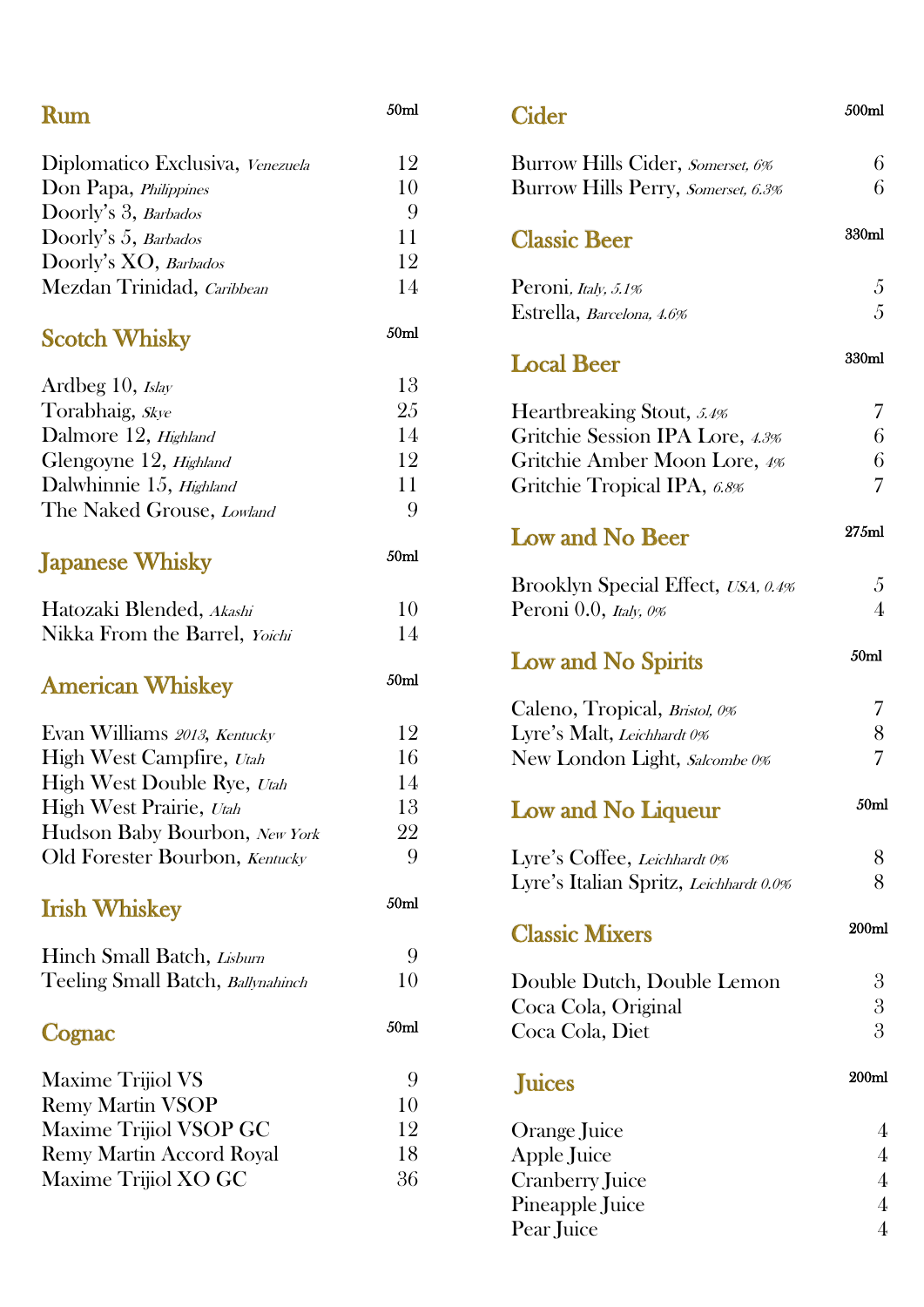## Rum

| | 50ml |
|---|---|
| Diplomatico Exclusiva, *Venezuela* | 12 |
| Don Papa, *Philippines* | 10 |
| Doorly's 3, *Barbados* | 9 |
| Doorly's 5, *Barbados* | 11 |
| Doorly's XO, *Barbados* | 12 |
| Mezdan Trinidad, *Caribbean* | 14 |

## Scotch Whisky

| | 50ml |
|---|---|
| Ardbeg 10, *Islay* | 13 |
| Torabhaig, *Skye* | 25 |
| Dalmore 12, *Highland* | 14 |
| Glengoyne 12, *Highland* | 12 |
| Dalwhinnie 15, *Highland* | 11 |
| The Naked Grouse, *Lowland* | 9 |

## Japanese Whisky

| | 50ml |
|---|---|
| Hatozaki Blended, *Akashi* | 10 |
| Nikka From the Barrel, *Yoichi* | 14 |

## American Whiskey

| | 50ml |
|---|---|
| Evan Williams *2013*, *Kentucky* | 12 |
| High West Campfire, *Utah* | 16 |
| High West Double Rye, *Utah* | 14 |
| High West Prairie, *Utah* | 13 |
| Hudson Baby Bourbon, *New York* | 22 |
| Old Forester Bourbon, *Kentucky* | 9 |

## Irish Whiskey

| | 50ml |
|---|---|
| Hinch Small Batch, *Lisburn* | 9 |
| Teeling Small Batch, *Ballynahinch* | 10 |

## Cognac

| | 50ml |
|---|---|
| Maxime Trijiol VS | 9 |
| Remy Martin VSOP | 10 |
| Maxime Trijiol VSOP GC | 12 |
| Remy Martin Accord Royal | 18 |
| Maxime Trijiol XO GC | 36 |

## Cider

| | 500ml |
|---|---|
| Burrow Hills Cider, *Somerset, 6%* | 6 |
| Burrow Hills Perry, *Somerset, 6.3%* | 6 |

## Classic Beer

| | 330ml |
|---|---|
| Peroni, *Italy, 5.1%* | 5 |
| Estrella, *Barcelona, 4.6%* | 5 |

## Local Beer

| | 330ml |
|---|---|
| Heartbreaking Stout, *5.4%* | 7 |
| Gritchie Session IPA Lore, *4.3%* | 6 |
| Gritchie Amber Moon Lore, *4%* | 6 |
| Gritchie Tropical IPA, *6.8%* | 7 |

## Low and No Beer

| | 275ml |
|---|---|
| Brooklyn Special Effect, *USA, 0.4%* | 5 |
| Peroni 0.0, *Italy, 0%* | 4 |

## Low and No Spirits

| | 50ml |
|---|---|
| Caleno, Tropical, *Bristol, 0%* | 7 |
| Lyre's Malt, *Leichhardt 0%* | 8 |
| New London Light, *Salcombe 0%* | 7 |

## Low and No Liqueur

| | 50ml |
|---|---|
| Lyre's Coffee, *Leichhardt 0%* | 8 |
| Lyre's Italian Spritz, *Leichhardt 0.0%* | 8 |

## Classic Mixers

| | 200ml |
|---|---|
| Double Dutch, Double Lemon | 3 |
| Coca Cola, Original | 3 |
| Coca Cola, Diet | 3 |

## Juices

| | 200ml |
|---|---|
| Orange Juice | 4 |
| Apple Juice | 4 |
| Cranberry Juice | 4 |
| Pineapple Juice | 4 |
| Pear Juice | 4 |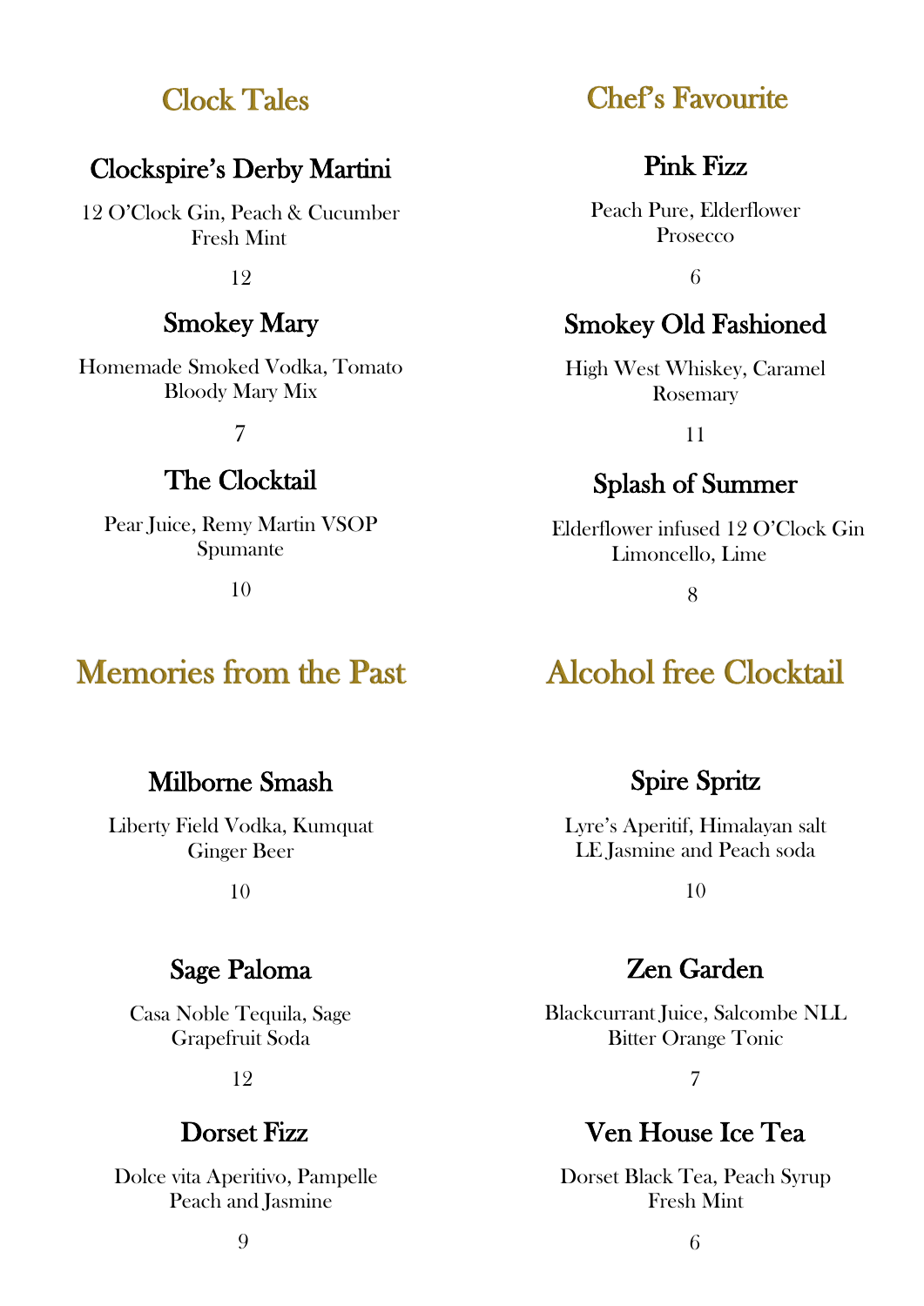## Clock Tales

### Clockspire's Derby Martini

12 O'Clock Gin, Peach & Cucumber
Fresh Mint

12

### Smokey Mary

Homemade Smoked Vodka, Tomato
Bloody Mary Mix

7

### The Clocktail

Pear Juice, Remy Martin VSOP
Spumante

10

## Memories from the Past

### Milborne Smash

Liberty Field Vodka, Kumquat
Ginger Beer

10

### Sage Paloma

Casa Noble Tequila, Sage
Grapefruit Soda

12

### Dorset Fizz

Dolce vita Aperitivo, Pampelle
Peach and Jasmine

9

## Chef's Favourite

### Pink Fizz

Peach Pure, Elderflower
Prosecco

6

### Smokey Old Fashioned

High West Whiskey, Caramel
Rosemary

11

### Splash of Summer

Elderflower infused 12 O'Clock Gin
Limoncello, Lime

8

## Alcohol free Clocktail

### Spire Spritz

Lyre's Aperitif, Himalayan salt
LE Jasmine and Peach soda

10

### Zen Garden

Blackcurrant Juice, Salcombe NLL
Bitter Orange Tonic

7

### Ven House Ice Tea

Dorset Black Tea, Peach Syrup
Fresh Mint

6